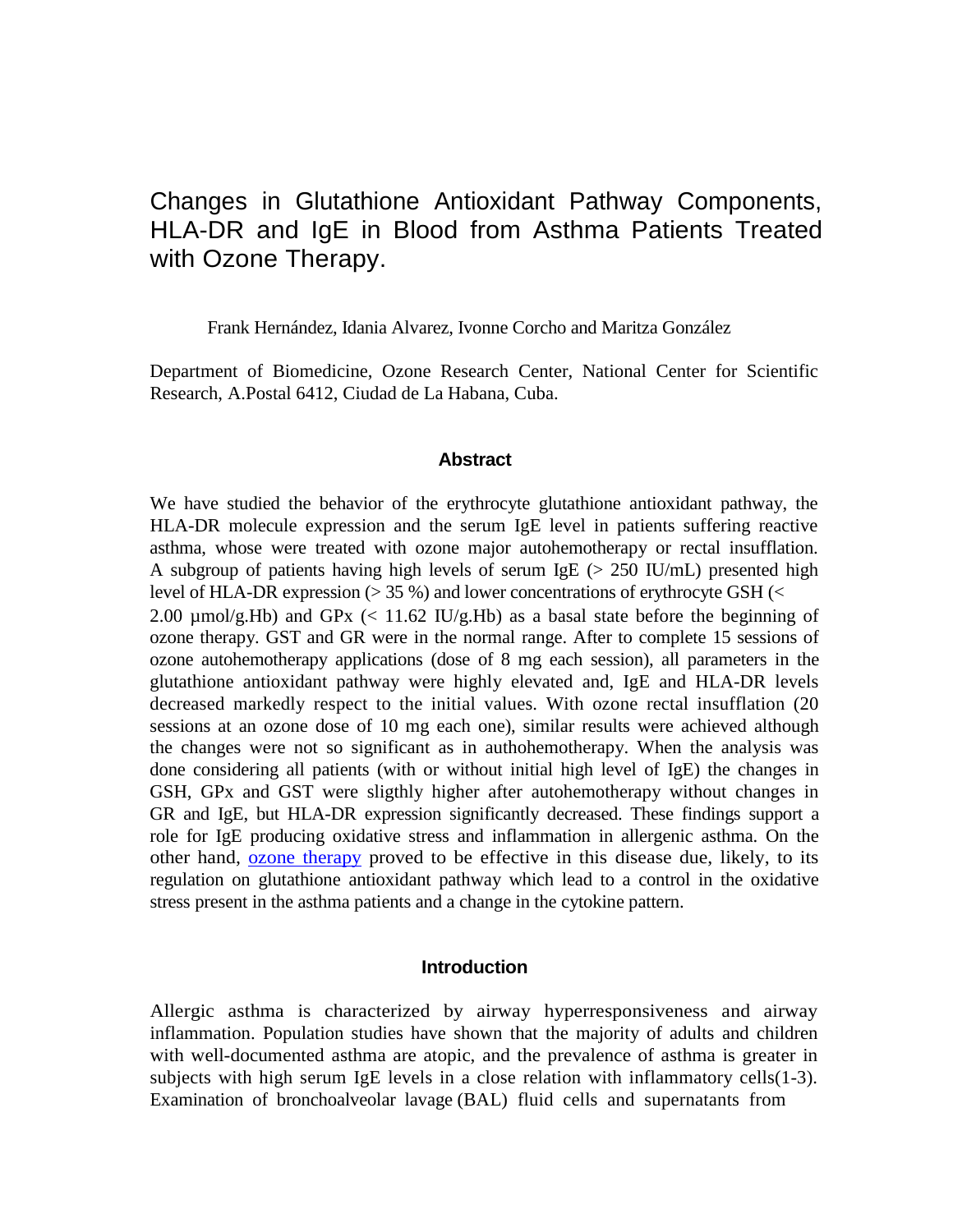# Changes in Glutathione Antioxidant Pathway Components, HLA-DR and IgE in Blood from Asthma Patients Treated with Ozone Therapy.

Frank Hernández, Idania Alvarez, Ivonne Corcho and Maritza González

Department of Biomedicine, Ozone Research Center, National Center for Scientific Research, A.Postal 6412, Ciudad de La Habana, Cuba.

## Abstract

We have studied the behavior of the erythrocyte glutathione antioxidant pathway, the HLA-DR molecule expression and the serum IgE level in patients suffering reactive asthma, whose were treated with ozone major autohemotherapy or rectal insufflation. A subgroup of patients having high levels of serum IgE (> 250 IU/mL) presented high level of HLA-DR expression (> 35 %) and lower concentrations of erythrocyte GSH (< 2.00 µmol/g.Hb) and GPx (< 11.62 IU/g.Hb) as a basal state before the beginning of ozone therapy. GST and GR were in the normal range. After to complete 15 sessions of ozone autohemotherapy applications (dose of 8 mg each session), all parameters in the glutathione antioxidant pathway were highly elevated and, IgE and HLA-DR levels decreased markedly respect to the initial values. With ozone rectal insufflation (20 sessions at an ozone dose of 10 mg each one), similar results were achieved although the changes were not so significant as in authohemotherapy. When the analysis was done considering all patients (with or without initial high level of IgE) the changes in GSH, GPx and GST were sligthly higher after autohemotherapy without changes in GR and IgE, but HLA-DR expression significantly decreased. These findings support a role for IgE producing oxidative stress and inflammation in allergenic asthma. On the other hand, ozone therapy proved to be effective in this disease due, likely, to its regulation on glutathione antioxidant pathway which lead to a control in the oxidative stress present in the asthma patients and a change in the cytokine pattern.

## Introduction

Allergic asthma is characterized by airway hyperresponsiveness and airway inflammation. Population studies have shown that the majority of adults and children with well-documented asthma are atopic, and the prevalence of asthma is greater in subjects with high serum IgE levels in a close relation with inflammatory cells(1-3). Examination of bronchoalveolar lavage (BAL) fluid cells and supernatants from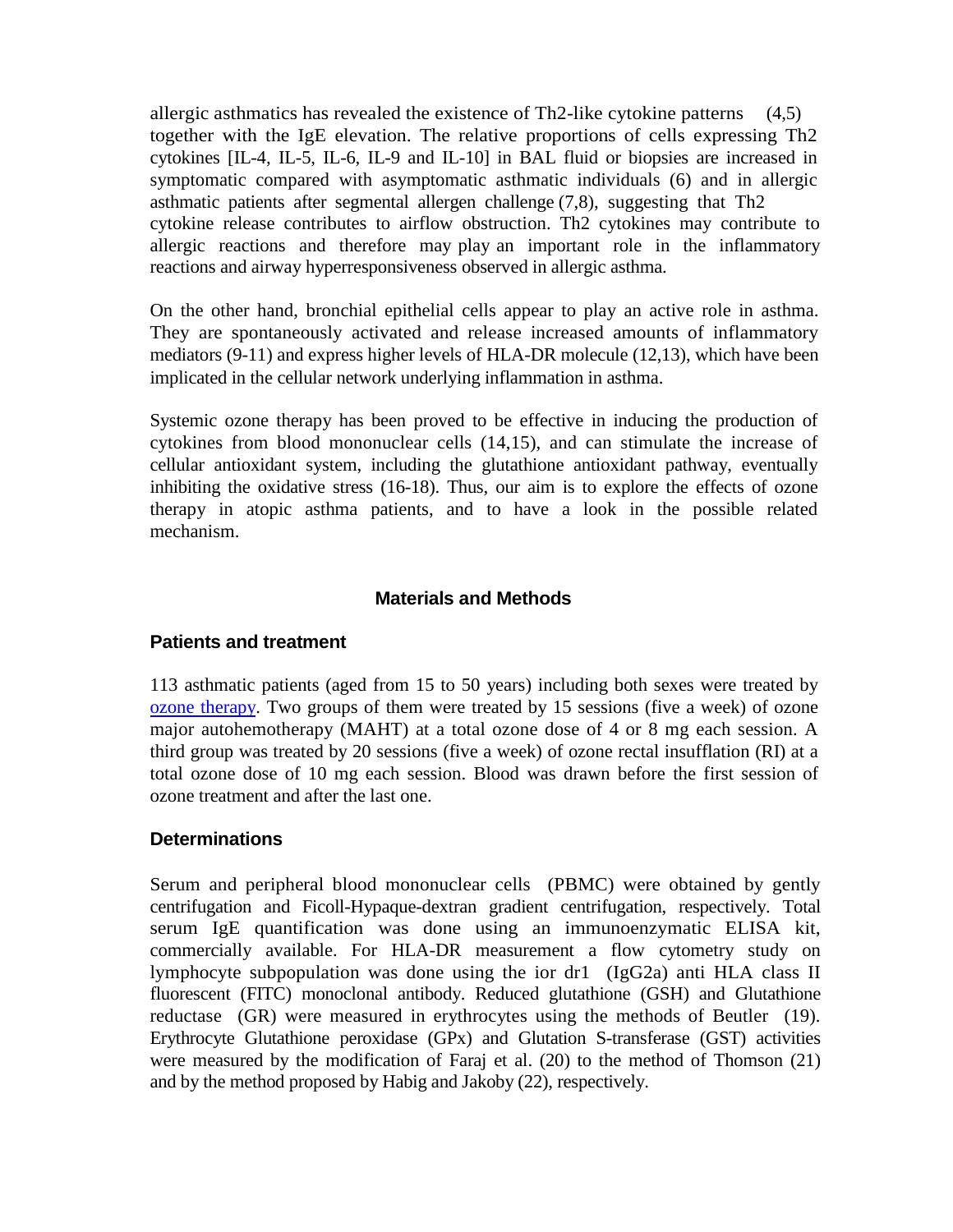allergic asthmatics has revealed the existence of Th2-like cytokine patterns (4,5) together with the IgE elevation. The relative proportions of cells expressing Th2 cytokines [IL-4, IL-5, IL-6, IL-9 and IL-10] in BAL fluid or biopsies are increased in symptomatic compared with asymptomatic asthmatic individuals (6) and in allergic asthmatic patients after segmental allergen challenge (7,8), suggesting that Th2 cytokine release contributes to airflow obstruction. Th2 cytokines may contribute to allergic reactions and therefore may play an important role in the inflammatory reactions and airway hyperresponsiveness observed in allergic asthma.

On the other hand, bronchial epithelial cells appear to play an active role in asthma. They are spontaneously activated and release increased amounts of inflammatory mediators (9-11) and express higher levels of HLA-DR molecule (12,13), which have been implicated in the cellular network underlying inflammation in asthma.

Systemic ozone therapy has been proved to be effective in inducing the production of cytokines from blood mononuclear cells (14,15), and can stimulate the increase of cellular antioxidant system, including the glutathione antioxidant pathway, eventually inhibiting the oxidative stress (16-18). Thus, our aim is to explore the effects of ozone therapy in atopic asthma patients, and to have a look in the possible related mechanism.

## Materials and Methods

### Patients and treatment

113 asthmatic patients (aged from 15 to 50 years) including both sexes were treated by ozone therapy. Two groups of them were treated by 15 sessions (five a week) of ozone major autohemotherapy (MAHT) at a total ozone dose of 4 or 8 mg each session. A third group was treated by 20 sessions (five a week) of ozone rectal insufflation (RI) at a total ozone dose of 10 mg each session. Blood was drawn before the first session of ozone treatment and after the last one.

### Determinations

Serum and peripheral blood mononuclear cells (PBMC) were obtained by gently centrifugation and Ficoll-Hypaque-dextran gradient centrifugation, respectively. Total serum IgE quantification was done using an immunoenzymatic ELISA kit, commercially available. For HLA-DR measurement a flow cytometry study on lymphocyte subpopulation was done using the ior dr1 (IgG2a) anti HLA class II fluorescent (FITC) monoclonal antibody. Reduced glutathione (GSH) and Glutathione reductase (GR) were measured in erythrocytes using the methods of Beutler (19). Erythrocyte Glutathione peroxidase (GPx) and Glutation S-transferase (GST) activities were measured by the modification of Faraj et al. (20) to the method of Thomson (21) and by the method proposed by Habig and Jakoby (22), respectively.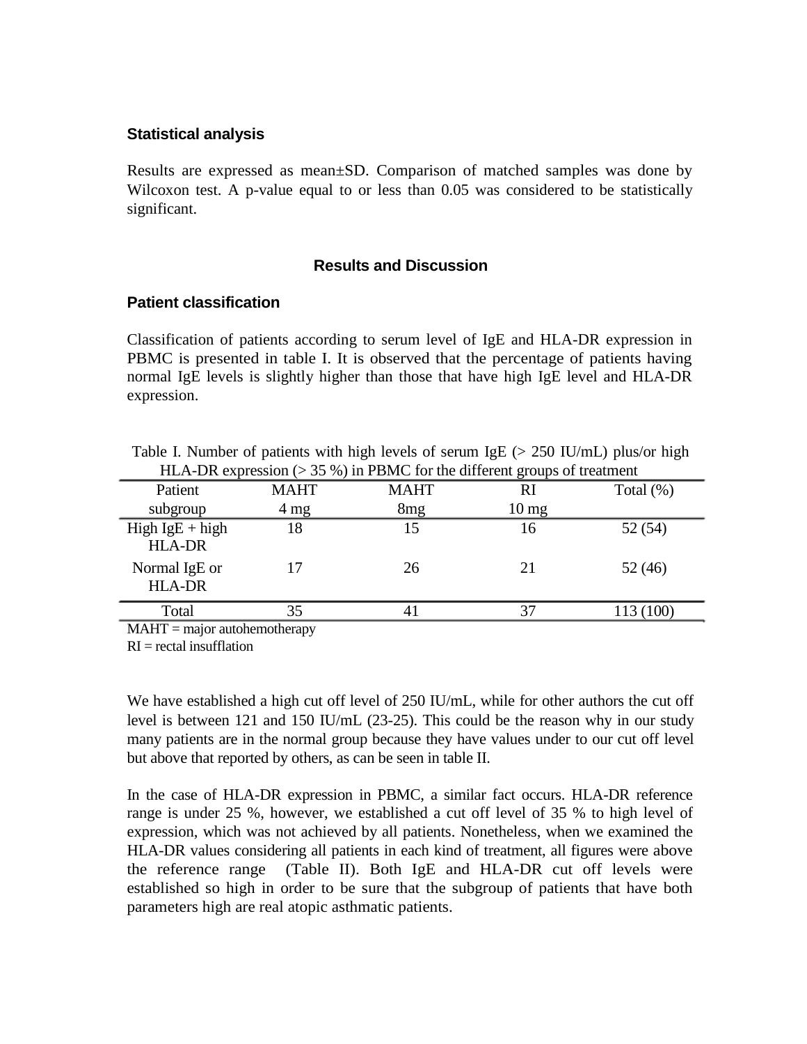### Statistical analysis

Results are expressed as mean±SD. Comparison of matched samples was done by Wilcoxon test. A p-value equal to or less than 0.05 was considered to be statistically significant.

## Results and Discussion

### Patient classification

Classification of patients according to serum level of IgE and HLA-DR expression in PBMC is presented in table I. It is observed that the percentage of patients having normal IgE levels is slightly higher than those that have high IgE level and HLA-DR expression.

Table I. Number of patients with high levels of serum IgE (> 250 IU/mL) plus/or high HLA-DR expression (> 35 %) in PBMC for the different groups of treatment

| Patient subgroup | MAHT 4 mg | MAHT 8mg | RI 10 mg | Total (%) |
|---|---|---|---|---|
| High IgE + high HLA-DR | 18 | 15 | 16 | 52 (54) |
| Normal IgE or HLA-DR | 17 | 26 | 21 | 52 (46) |
| Total | 35 | 41 | 37 | 113 (100) |

MAHT = major autohemotherapy
RI = rectal insufflation

We have established a high cut off level of 250 IU/mL, while for other authors the cut off level is between 121 and 150 IU/mL (23-25). This could be the reason why in our study many patients are in the normal group because they have values under to our cut off level but above that reported by others, as can be seen in table II.

In the case of HLA-DR expression in PBMC, a similar fact occurs. HLA-DR reference range is under 25 %, however, we established a cut off level of 35 % to high level of expression, which was not achieved by all patients. Nonetheless, when we examined the HLA-DR values considering all patients in each kind of treatment, all figures were above the reference range (Table II). Both IgE and HLA-DR cut off levels were established so high in order to be sure that the subgroup of patients that have both parameters high are real atopic asthmatic patients.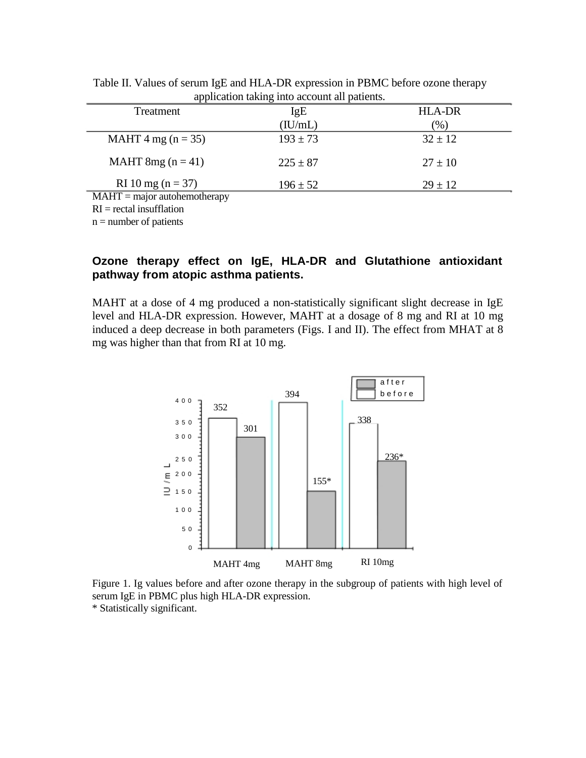Table II. Values of serum IgE and HLA-DR expression in PBMC before ozone therapy application taking into account all patients.

| Treatment | IgE (IU/mL) | HLA-DR (%) |
|---|---|---|
| MAHT 4 mg (n = 35) | 193 ± 73 | 32 ± 12 |
| MAHT 8mg (n = 41) | 225 ± 87 | 27 ± 10 |
| RI 10 mg (n = 37) | 196 ± 52 | 29 ± 12 |

MAHT = major autohemotherapy
RI = rectal insufflation
n = number of patients

### Ozone therapy effect on IgE, HLA-DR and Glutathione antioxidant pathway from atopic asthma patients.

MAHT at a dose of 4 mg produced a non-statistically significant slight decrease in IgE level and HLA-DR expression. However, MAHT at a dosage of 8 mg and RI at 10 mg induced a deep decrease in both parameters (Figs. I and II). The effect from MHAT at 8 mg was higher than that from RI at 10 mg.

Figure 1. Ig values before and after ozone therapy in the subgroup of patients with high level of serum IgE in PBMC plus high HLA-DR expression.
* Statistically significant.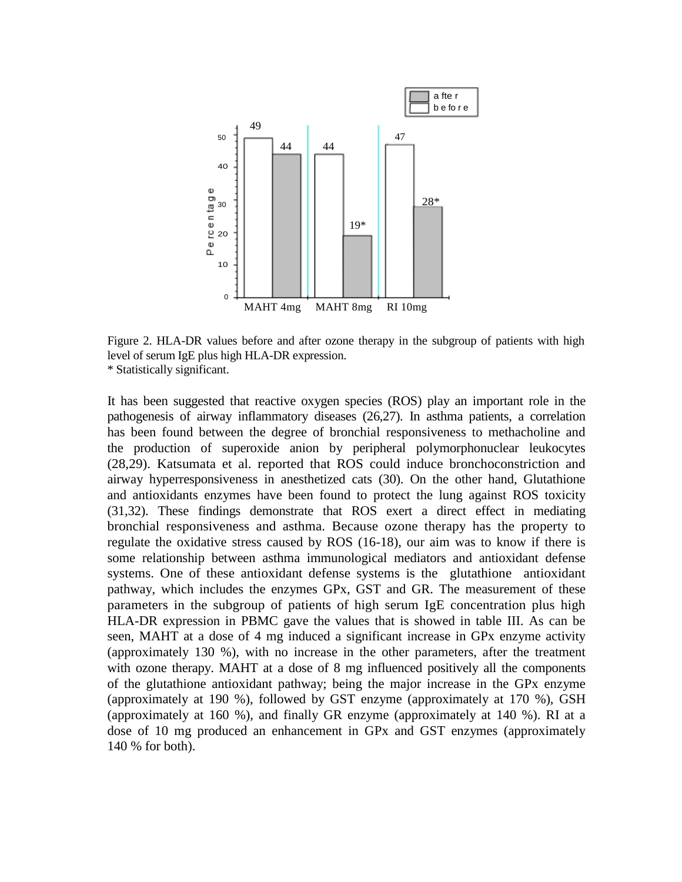Figure 2. HLA-DR values before and after ozone therapy in the subgroup of patients with high level of serum IgE plus high HLA-DR expression.
* Statistically significant.

It has been suggested that reactive oxygen species (ROS) play an important role in the pathogenesis of airway inflammatory diseases (26,27). In asthma patients, a correlation has been found between the degree of bronchial responsiveness to methacholine and the production of superoxide anion by peripheral polymorphonuclear leukocytes (28,29). Katsumata et al. reported that ROS could induce bronchoconstriction and airway hyperresponsiveness in anesthetized cats (30). On the other hand, Glutathione and antioxidants enzymes have been found to protect the lung against ROS toxicity (31,32). These findings demonstrate that ROS exert a direct effect in mediating bronchial responsiveness and asthma. Because ozone therapy has the property to regulate the oxidative stress caused by ROS (16-18), our aim was to know if there is some relationship between asthma immunological mediators and antioxidant defense systems. One of these antioxidant defense systems is the glutathione antioxidant pathway, which includes the enzymes GPx, GST and GR. The measurement of these parameters in the subgroup of patients of high serum IgE concentration plus high HLA-DR expression in PBMC gave the values that is showed in table III. As can be seen, MAHT at a dose of 4 mg induced a significant increase in GPx enzyme activity (approximately 130 %), with no increase in the other parameters, after the treatment with ozone therapy. MAHT at a dose of 8 mg influenced positively all the components of the glutathione antioxidant pathway; being the major increase in the GPx enzyme (approximately at 190 %), followed by GST enzyme (approximately at 170 %), GSH (approximately at 160 %), and finally GR enzyme (approximately at 140 %). RI at a dose of 10 mg produced an enhancement in GPx and GST enzymes (approximately 140 % for both).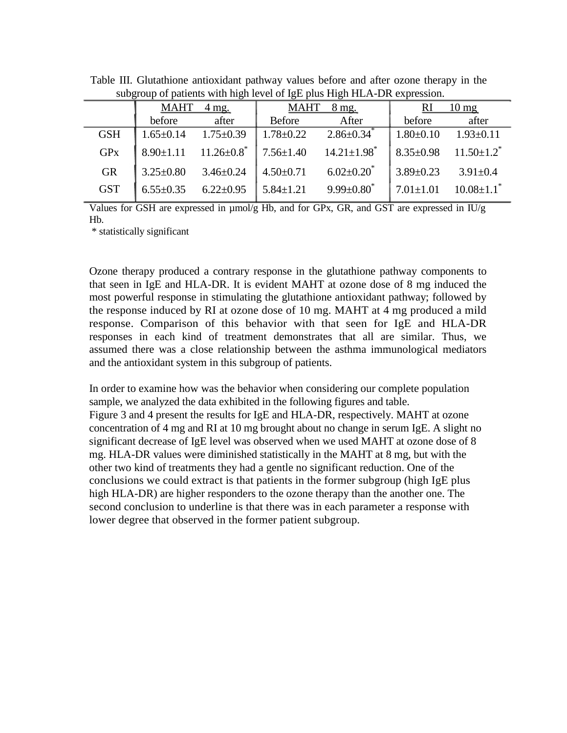Table III. Glutathione antioxidant pathway values before and after ozone therapy in the subgroup of patients with high level of IgE plus High HLA-DR expression.

| | MAHT 4 mg. | | MAHT 8 mg. | | RI 10 mg | |
|---|---|---|---|---|---|---|
| | before | after | Before | After | before | after |
| GSH | 1.65±0.14 | 1.75±0.39 | 1.78±0.22 | 2.86±0.34* | 1.80±0.10 | 1.93±0.11 |
| GPx | 8.90±1.11 | 11.26±0.8* | 7.56±1.40 | 14.21±1.98* | 8.35±0.98 | 11.50±1.2* |
| GR | 3.25±0.80 | 3.46±0.24 | 4.50±0.71 | 6.02±0.20* | 3.89±0.23 | 3.91±0.4 |
| GST | 6.55±0.35 | 6.22±0.95 | 5.84±1.21 | 9.99±0.80* | 7.01±1.01 | 10.08±1.1* |

Values for GSH are expressed in µmol/g Hb, and for GPx, GR, and GST are expressed in IU/g Hb.

* statistically significant

Ozone therapy produced a contrary response in the glutathione pathway components to that seen in IgE and HLA-DR. It is evident MAHT at ozone dose of 8 mg induced the most powerful response in stimulating the glutathione antioxidant pathway; followed by the response induced by RI at ozone dose of 10 mg. MAHT at 4 mg produced a mild response. Comparison of this behavior with that seen for IgE and HLA-DR responses in each kind of treatment demonstrates that all are similar. Thus, we assumed there was a close relationship between the asthma immunological mediators and the antioxidant system in this subgroup of patients.

In order to examine how was the behavior when considering our complete population sample, we analyzed the data exhibited in the following figures and table.
Figure 3 and 4 present the results for IgE and HLA-DR, respectively. MAHT at ozone concentration of 4 mg and RI at 10 mg brought about no change in serum IgE. A slight no significant decrease of IgE level was observed when we used MAHT at ozone dose of 8 mg. HLA-DR values were diminished statistically in the MAHT at 8 mg, but with the other two kind of treatments they had a gentle no significant reduction. One of the conclusions we could extract is that patients in the former subgroup (high IgE plus high HLA-DR) are higher responders to the ozone therapy than the another one. The second conclusion to underline is that there was in each parameter a response with lower degree that observed in the former patient subgroup.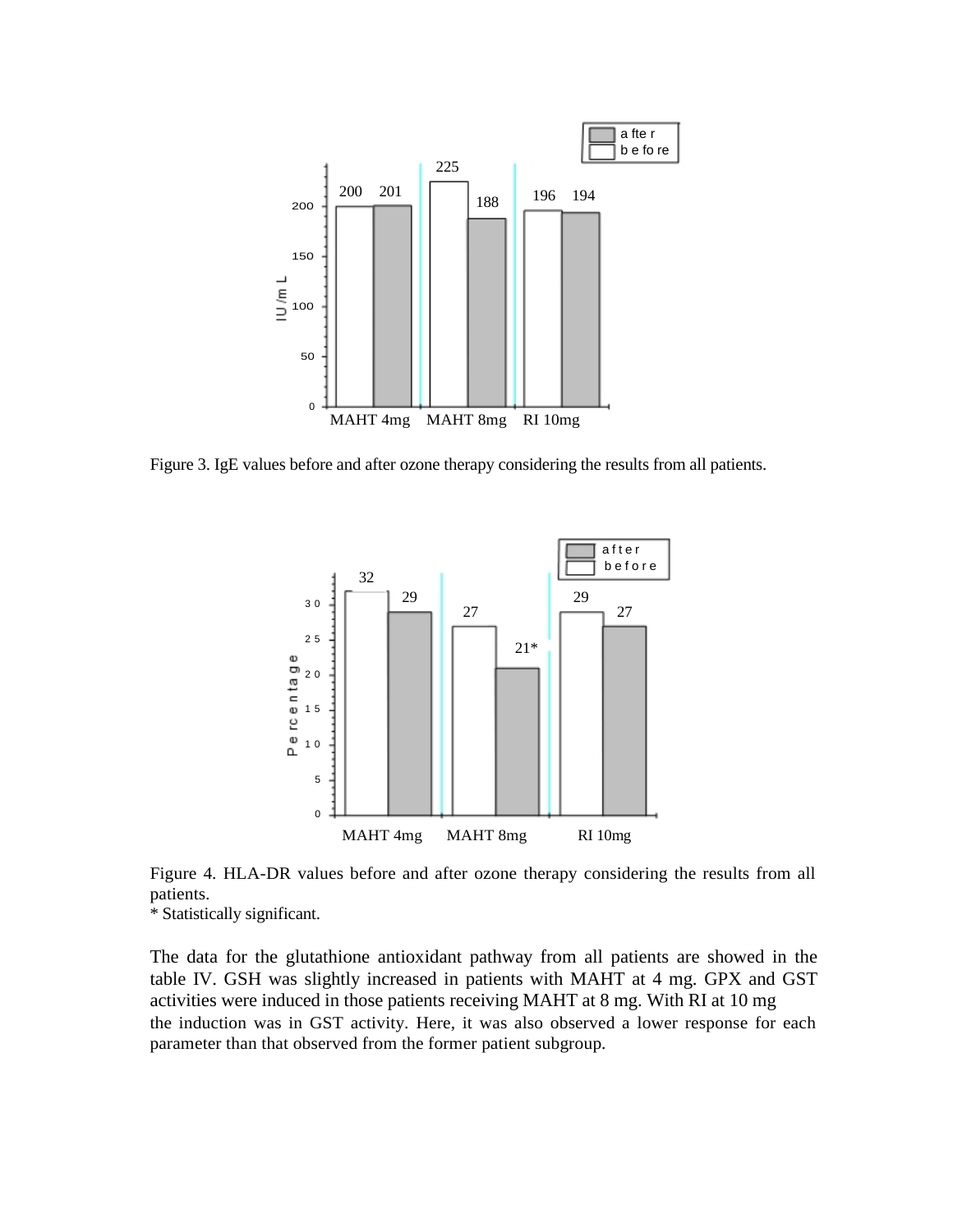Figure 3. IgE values before and after ozone therapy considering the results from all patients.

Figure 4. HLA-DR values before and after ozone therapy considering the results from all patients.
* Statistically significant.

The data for the glutathione antioxidant pathway from all patients are showed in the table IV. GSH was slightly increased in patients with MAHT at 4 mg. GPX and GST activities were induced in those patients receiving MAHT at 8 mg. With RI at 10 mg the induction was in GST activity. Here, it was also observed a lower response for each parameter than that observed from the former patient subgroup.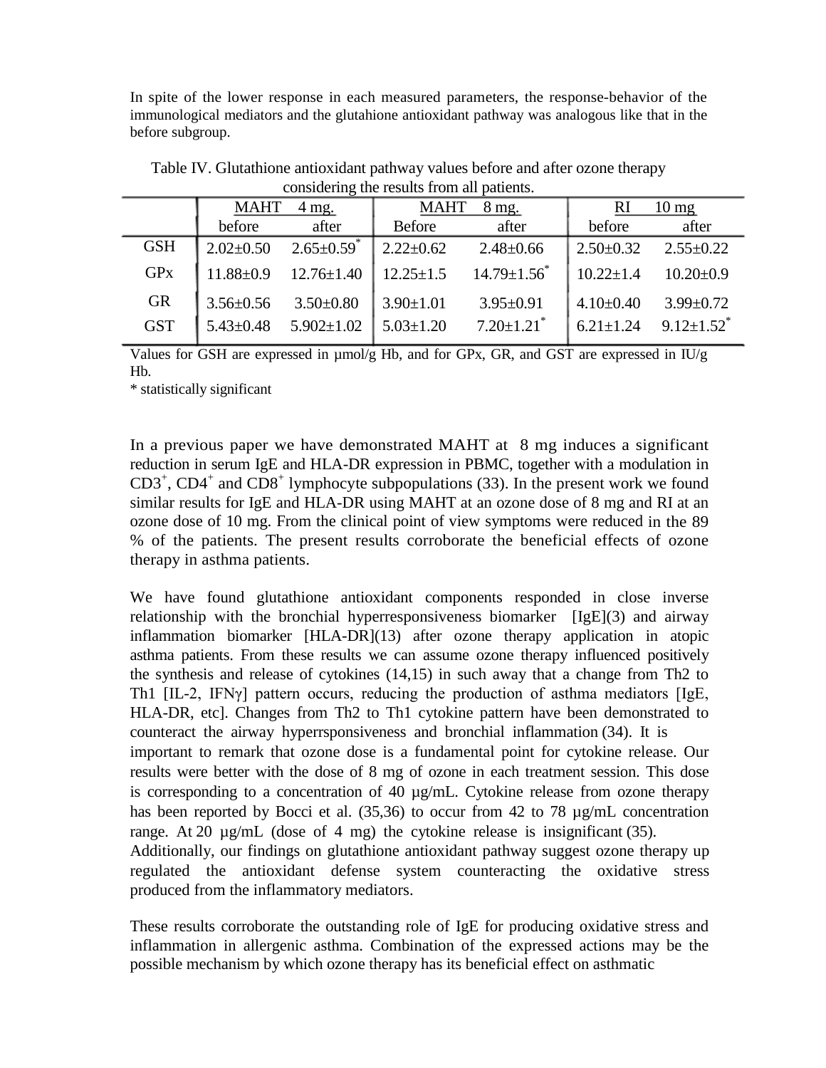In spite of the lower response in each measured parameters, the response-behavior of the immunological mediators and the glutahione antioxidant pathway was analogous like that in the before subgroup.

Table IV. Glutathione antioxidant pathway values before and after ozone therapy considering the results from all patients.

| | MAHT 4 mg. | | MAHT 8 mg. | | RI 10 mg | |
|---|---|---|---|---|---|---|
| | before | after | Before | after | before | after |
| GSH | 2.02±0.50 | 2.65±0.59* | 2.22±0.62 | 2.48±0.66 | 2.50±0.32 | 2.55±0.22 |
| GPx | 11.88±0.9 | 12.76±1.40 | 12.25±1.5 | 14.79±1.56* | 10.22±1.4 | 10.20±0.9 |
| GR | 3.56±0.56 | 3.50±0.80 | 3.90±1.01 | 3.95±0.91 | 4.10±0.40 | 3.99±0.72 |
| GST | 5.43±0.48 | 5.902±1.02 | 5.03±1.20 | 7.20±1.21* | 6.21±1.24 | 9.12±1.52* |

Values for GSH are expressed in µmol/g Hb, and for GPx, GR, and GST are expressed in IU/g Hb.
* statistically significant

In a previous paper we have demonstrated MAHT at 8 mg induces a significant reduction in serum IgE and HLA-DR expression in PBMC, together with a modulation in $CD3^+$, $CD4^+$ and $CD8^+$ lymphocyte subpopulations (33). In the present work we found similar results for IgE and HLA-DR using MAHT at an ozone dose of 8 mg and RI at an ozone dose of 10 mg. From the clinical point of view symptoms were reduced in the 89 % of the patients. The present results corroborate the beneficial effects of ozone therapy in asthma patients.

We have found glutathione antioxidant components responded in close inverse relationship with the bronchial hyperresponsiveness biomarker [IgE](3) and airway inflammation biomarker [HLA-DR](13) after ozone therapy application in atopic asthma patients. From these results we can assume ozone therapy influenced positively the synthesis and release of cytokines (14,15) in such away that a change from Th2 to Th1 [IL-2, IFNγ] pattern occurs, reducing the production of asthma mediators [IgE, HLA-DR, etc]. Changes from Th2 to Th1 cytokine pattern have been demonstrated to counteract the airway hyperrsponsiveness and bronchial inflammation (34). It is important to remark that ozone dose is a fundamental point for cytokine release. Our results were better with the dose of 8 mg of ozone in each treatment session. This dose is corresponding to a concentration of 40 µg/mL. Cytokine release from ozone therapy has been reported by Bocci et al. (35,36) to occur from 42 to 78 µg/mL concentration range. At 20 µg/mL (dose of 4 mg) the cytokine release is insignificant (35). Additionally, our findings on glutathione antioxidant pathway suggest ozone therapy up regulated the antioxidant defense system counteracting the oxidative stress produced from the inflammatory mediators.

These results corroborate the outstanding role of IgE for producing oxidative stress and inflammation in allergenic asthma. Combination of the expressed actions may be the possible mechanism by which ozone therapy has its beneficial effect on asthmatic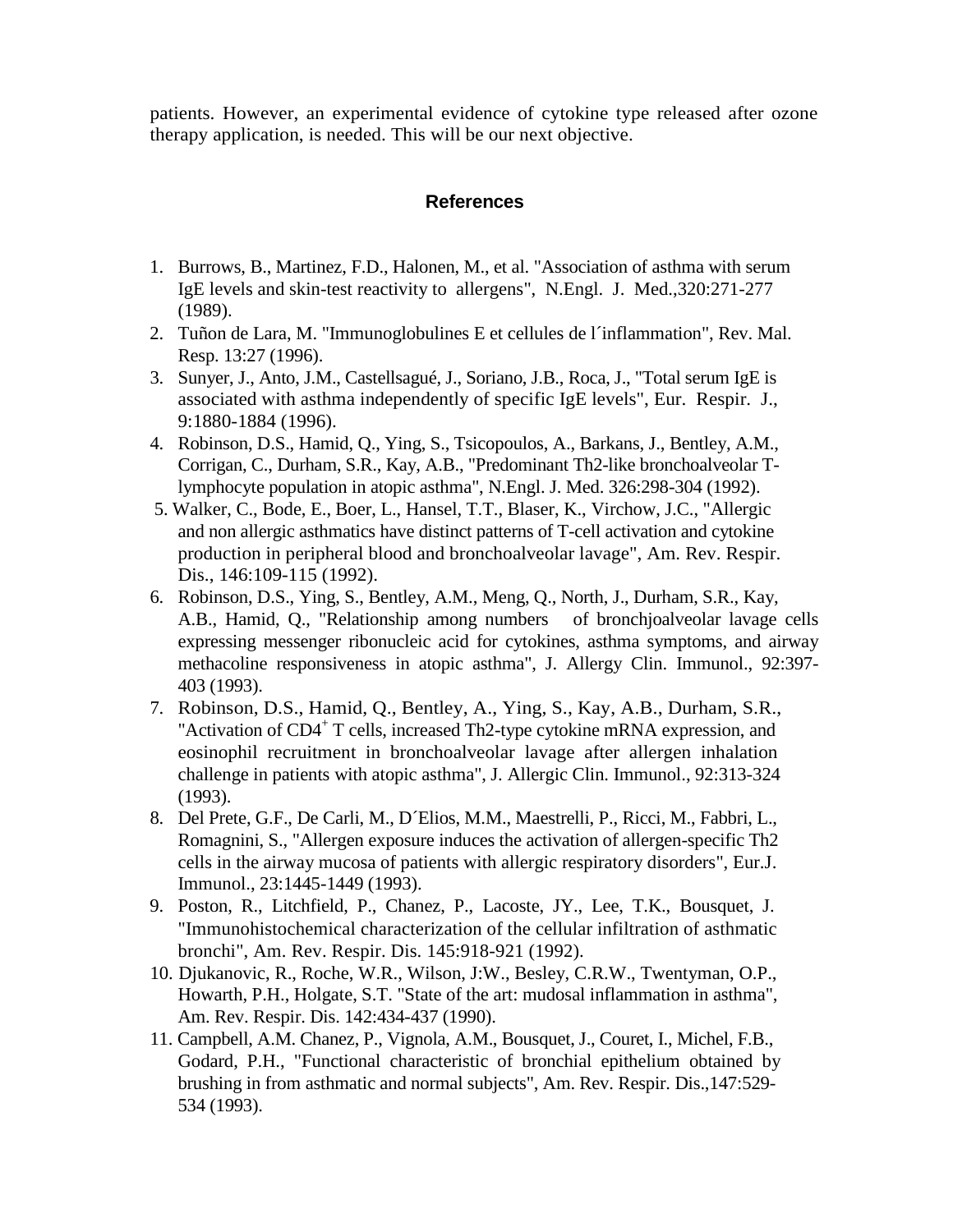patients. However, an experimental evidence of cytokine type released after ozone therapy application, is needed. This will be our next objective.

## References

1. Burrows, B., Martinez, F.D., Halonen, M., et al. "Association of asthma with serum IgE levels and skin-test reactivity to allergens", N.Engl. J. Med.,320:271-277 (1989).
2. Tuñon de Lara, M. "Immunoglobulines E et cellules de l´inflammation", Rev. Mal. Resp. 13:27 (1996).
3. Sunyer, J., Anto, J.M., Castellsagué, J., Soriano, J.B., Roca, J., "Total serum IgE is associated with asthma independently of specific IgE levels", Eur. Respir. J., 9:1880-1884 (1996).
4. Robinson, D.S., Hamid, Q., Ying, S., Tsicopoulos, A., Barkans, J., Bentley, A.M., Corrigan, C., Durham, S.R., Kay, A.B., "Predominant Th2-like bronchoalveolar T-lymphocyte population in atopic asthma", N.Engl. J. Med. 326:298-304 (1992).
5. Walker, C., Bode, E., Boer, L., Hansel, T.T., Blaser, K., Virchow, J.C., "Allergic and non allergic asthmatics have distinct patterns of T-cell activation and cytokine production in peripheral blood and bronchoalveolar lavage", Am. Rev. Respir. Dis., 146:109-115 (1992).
6. Robinson, D.S., Ying, S., Bentley, A.M., Meng, Q., North, J., Durham, S.R., Kay, A.B., Hamid, Q., "Relationship among numbers of bronchjoalveolar lavage cells expressing messenger ribonucleic acid for cytokines, asthma symptoms, and airway methacoline responsiveness in atopic asthma", J. Allergy Clin. Immunol., 92:397-403 (1993).
7. Robinson, D.S., Hamid, Q., Bentley, A., Ying, S., Kay, A.B., Durham, S.R., "Activation of $CD4^+$ T cells, increased Th2-type cytokine mRNA expression, and eosinophil recruitment in bronchoalveolar lavage after allergen inhalation challenge in patients with atopic asthma", J. Allergic Clin. Immunol., 92:313-324 (1993).
8. Del Prete, G.F., De Carli, M., D´Elios, M.M., Maestrelli, P., Ricci, M., Fabbri, L., Romagnini, S., "Allergen exposure induces the activation of allergen-specific Th2 cells in the airway mucosa of patients with allergic respiratory disorders", Eur.J. Immunol., 23:1445-1449 (1993).
9. Poston, R., Litchfield, P., Chanez, P., Lacoste, JY., Lee, T.K., Bousquet, J. "Immunohistochemical characterization of the cellular infiltration of asthmatic bronchi", Am. Rev. Respir. Dis. 145:918-921 (1992).
10. Djukanovic, R., Roche, W.R., Wilson, J:W., Besley, C.R.W., Twentyman, O.P., Howarth, P.H., Holgate, S.T. "State of the art: mudosal inflammation in asthma", Am. Rev. Respir. Dis. 142:434-437 (1990).
11. Campbell, A.M. Chanez, P., Vignola, A.M., Bousquet, J., Couret, I., Michel, F.B., Godard, P.H., "Functional characteristic of bronchial epithelium obtained by brushing in from asthmatic and normal subjects", Am. Rev. Respir. Dis.,147:529-534 (1993).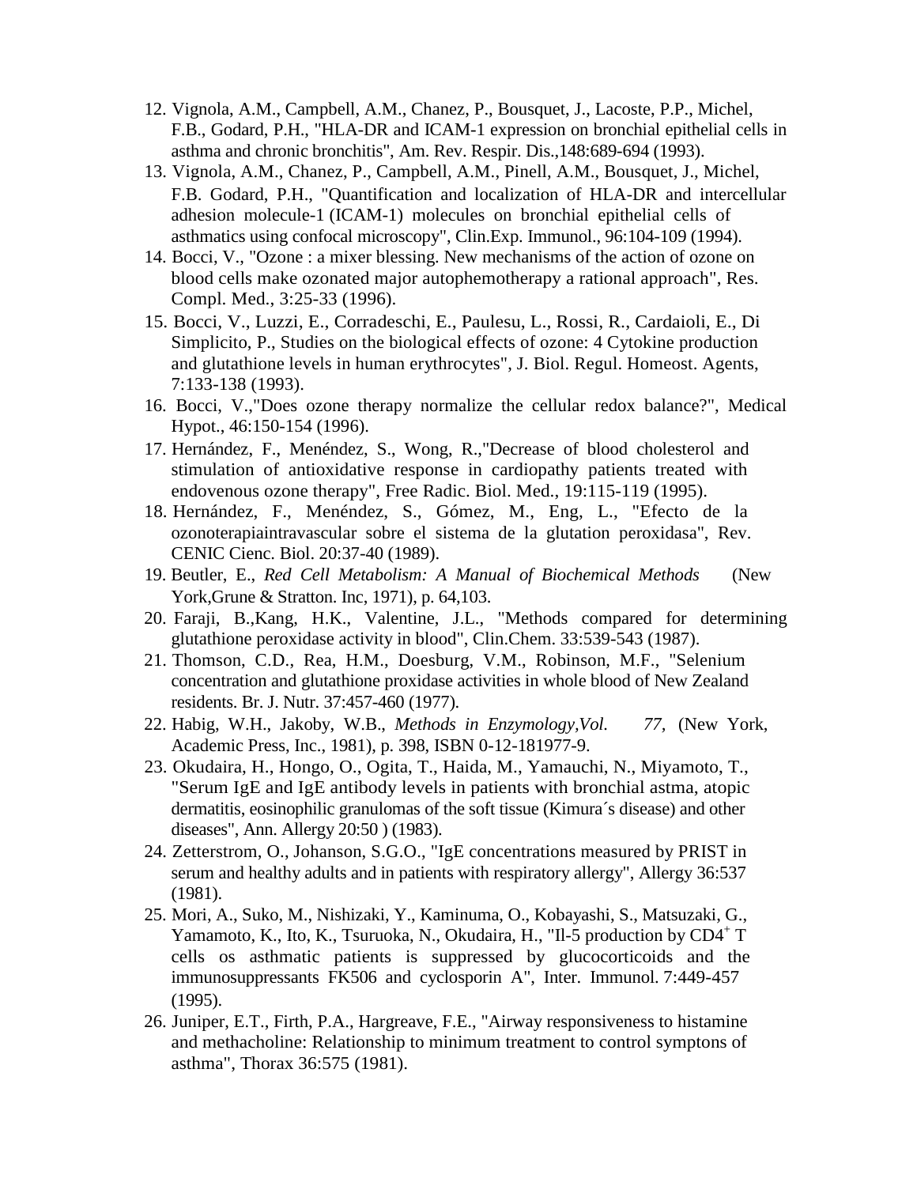12. Vignola, A.M., Campbell, A.M., Chanez, P., Bousquet, J., Lacoste, P.P., Michel, F.B., Godard, P.H., "HLA-DR and ICAM-1 expression on bronchial epithelial cells in asthma and chronic bronchitis", Am. Rev. Respir. Dis.,148:689-694 (1993).
13. Vignola, A.M., Chanez, P., Campbell, A.M., Pinell, A.M., Bousquet, J., Michel, F.B. Godard, P.H., "Quantification and localization of HLA-DR and intercellular adhesion molecule-1 (ICAM-1) molecules on bronchial epithelial cells of asthmatics using confocal microscopy", Clin.Exp. Immunol., 96:104-109 (1994).
14. Bocci, V., "Ozone : a mixer blessing. New mechanisms of the action of ozone on blood cells make ozonated major autophemotherapy a rational approach", Res. Compl. Med., 3:25-33 (1996).
15. Bocci, V., Luzzi, E., Corradeschi, E., Paulesu, L., Rossi, R., Cardaioli, E., Di Simplicito, P., Studies on the biological effects of ozone: 4 Cytokine production and glutathione levels in human erythrocytes", J. Biol. Regul. Homeost. Agents, 7:133-138 (1993).
16. Bocci, V.,"Does ozone therapy normalize the cellular redox balance?", Medical Hypot., 46:150-154 (1996).
17. Hernández, F., Menéndez, S., Wong, R.,"Decrease of blood cholesterol and stimulation of antioxidative response in cardiopathy patients treated with endovenous ozone therapy", Free Radic. Biol. Med., 19:115-119 (1995).
18. Hernández, F., Menéndez, S., Gómez, M., Eng, L., "Efecto de la ozonoterapiaintravascular sobre el sistema de la glutation peroxidasa", Rev. CENIC Cienc. Biol. 20:37-40 (1989).
19. Beutler, E., *Red Cell Metabolism: A Manual of Biochemical Methods* (New York,Grune & Stratton. Inc, 1971), p. 64,103.
20. Faraji, B.,Kang, H.K., Valentine, J.L., "Methods compared for determining glutathione peroxidase activity in blood", Clin.Chem. 33:539-543 (1987).
21. Thomson, C.D., Rea, H.M., Doesburg, V.M., Robinson, M.F., "Selenium concentration and glutathione proxidase activities in whole blood of New Zealand residents. Br. J. Nutr. 37:457-460 (1977).
22. Habig, W.H., Jakoby, W.B., *Methods in Enzymology,Vol. 77*, (New York, Academic Press, Inc., 1981), p. 398, ISBN 0-12-181977-9.
23. Okudaira, H., Hongo, O., Ogita, T., Haida, M., Yamauchi, N., Miyamoto, T., "Serum IgE and IgE antibody levels in patients with bronchial astma, atopic dermatitis, eosinophilic granulomas of the soft tissue (Kimura´s disease) and other diseases", Ann. Allergy 20:50 ) (1983).
24. Zetterstrom, O., Johanson, S.G.O., "IgE concentrations measured by PRIST in serum and healthy adults and in patients with respiratory allergy", Allergy 36:537 (1981).
25. Mori, A., Suko, M., Nishizaki, Y., Kaminuma, O., Kobayashi, S., Matsuzaki, G., Yamamoto, K., Ito, K., Tsuruoka, N., Okudaira, H., "Il-5 production by $CD4^+$ T cells os asthmatic patients is suppressed by glucocorticoids and the immunosuppressants FK506 and cyclosporin A", Inter. Immunol. 7:449-457 (1995).
26. Juniper, E.T., Firth, P.A., Hargreave, F.E., "Airway responsiveness to histamine and methacholine: Relationship to minimum treatment to control symptons of asthma", Thorax 36:575 (1981).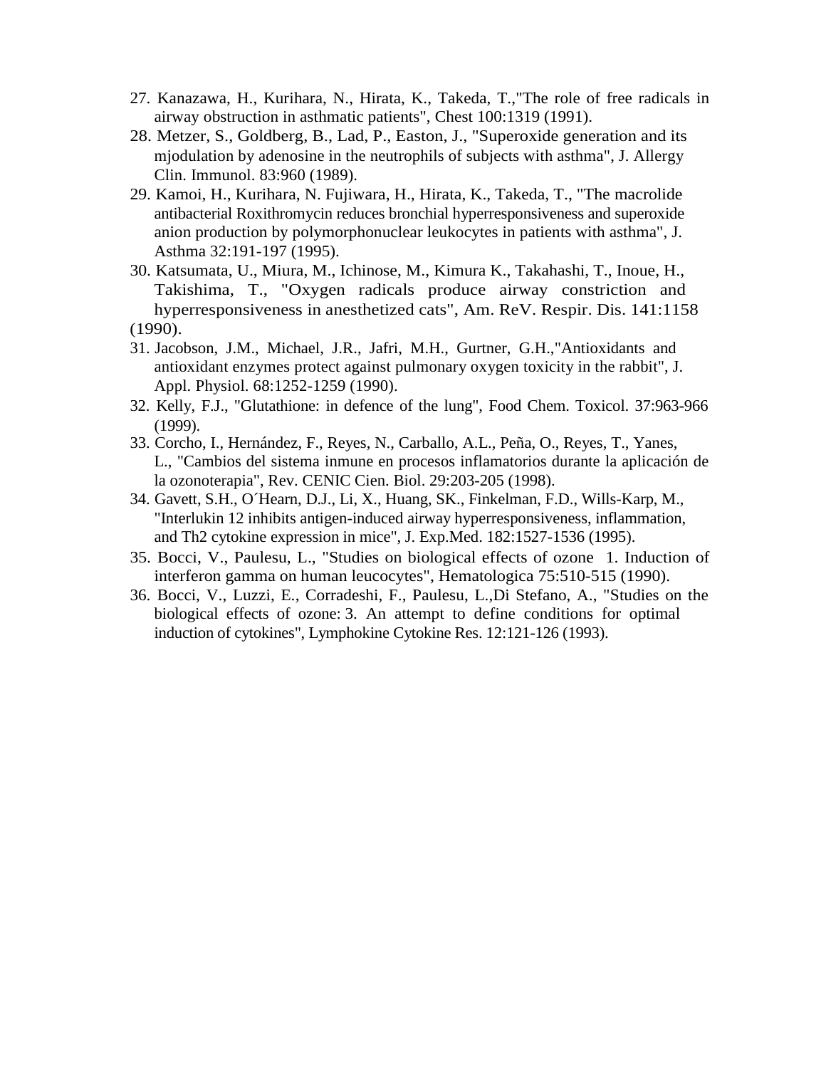27. Kanazawa, H., Kurihara, N., Hirata, K., Takeda, T.,"The role of free radicals in airway obstruction in asthmatic patients", Chest 100:1319 (1991).
28. Metzer, S., Goldberg, B., Lad, P., Easton, J., "Superoxide generation and its mjodulation by adenosine in the neutrophils of subjects with asthma", J. Allergy Clin. Immunol. 83:960 (1989).
29. Kamoi, H., Kurihara, N. Fujiwara, H., Hirata, K., Takeda, T., "The macrolide antibacterial Roxithromycin reduces bronchial hyperresponsiveness and superoxide anion production by polymorphonuclear leukocytes in patients with asthma", J. Asthma 32:191-197 (1995).
30. Katsumata, U., Miura, M., Ichinose, M., Kimura K., Takahashi, T., Inoue, H., Takishima, T., "Oxygen radicals produce airway constriction and hyperresponsiveness in anesthetized cats", Am. ReV. Respir. Dis. 141:1158 (1990).
31. Jacobson, J.M., Michael, J.R., Jafri, M.H., Gurtner, G.H.,"Antioxidants and antioxidant enzymes protect against pulmonary oxygen toxicity in the rabbit", J. Appl. Physiol. 68:1252-1259 (1990).
32. Kelly, F.J., "Glutathione: in defence of the lung", Food Chem. Toxicol. 37:963-966 (1999).
33. Corcho, I., Hernández, F., Reyes, N., Carballo, A.L., Peña, O., Reyes, T., Yanes, L., "Cambios del sistema inmune en procesos inflamatorios durante la aplicación de la ozonoterapia", Rev. CENIC Cien. Biol. 29:203-205 (1998).
34. Gavett, S.H., O´Hearn, D.J., Li, X., Huang, SK., Finkelman, F.D., Wills-Karp, M., "Interlukin 12 inhibits antigen-induced airway hyperresponsiveness, inflammation, and Th2 cytokine expression in mice", J. Exp.Med. 182:1527-1536 (1995).
35. Bocci, V., Paulesu, L., "Studies on biological effects of ozone 1. Induction of interferon gamma on human leucocytes", Hematologica 75:510-515 (1990).
36. Bocci, V., Luzzi, E., Corradeshi, F., Paulesu, L.,Di Stefano, A., "Studies on the biological effects of ozone: 3. An attempt to define conditions for optimal induction of cytokines", Lymphokine Cytokine Res. 12:121-126 (1993).